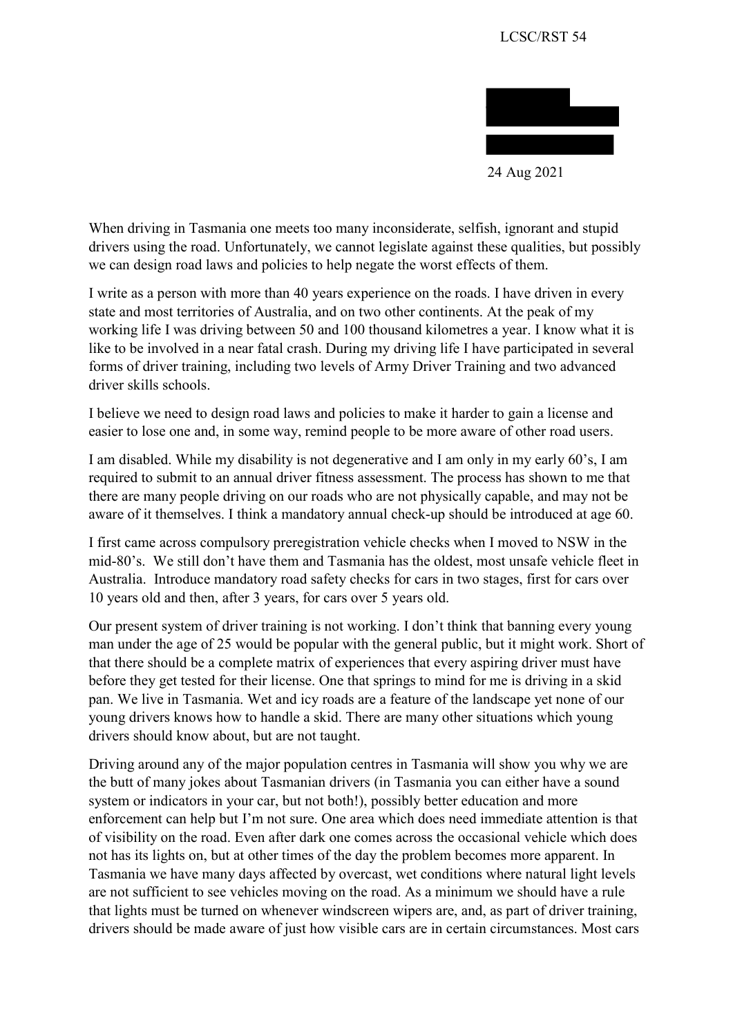LCSC/RST 54

24 Aug 2021

When driving in Tasmania one meets too many inconsiderate, selfish, ignorant and stupid drivers using the road. Unfortunately, we cannot legislate against these qualities, but possibly we can design road laws and policies to help negate the worst effects of them.

I write as a person with more than 40 years experience on the roads. I have driven in every state and most territories of Australia, and on two other continents. At the peak of my working life I was driving between 50 and 100 thousand kilometres a year. I know what it is like to be involved in a near fatal crash. During my driving life I have participated in several forms of driver training, including two levels of Army Driver Training and two advanced driver skills schools.

I believe we need to design road laws and policies to make it harder to gain a license and easier to lose one and, in some way, remind people to be more aware of other road users.

I am disabled. While my disability is not degenerative and I am only in my early 60's, I am required to submit to an annual driver fitness assessment. The process has shown to me that there are many people driving on our roads who are not physically capable, and may not be aware of it themselves. I think a mandatory annual check-up should be introduced at age 60.

I first came across compulsory preregistration vehicle checks when I moved to NSW in the mid-80's. We still don't have them and Tasmania has the oldest, most unsafe vehicle fleet in Australia. Introduce mandatory road safety checks for cars in two stages, first for cars over 10 years old and then, after 3 years, for cars over 5 years old.

Our present system of driver training is not working. I don't think that banning every young man under the age of 25 would be popular with the general public, but it might work. Short of that there should be a complete matrix of experiences that every aspiring driver must have before they get tested for their license. One that springs to mind for me is driving in a skid pan. We live in Tasmania. Wet and icy roads are a feature of the landscape yet none of our young drivers knows how to handle a skid. There are many other situations which young drivers should know about, but are not taught.

Driving around any of the major population centres in Tasmania will show you why we are the butt of many jokes about Tasmanian drivers (in Tasmania you can either have a sound system or indicators in your car, but not both!), possibly better education and more enforcement can help but I'm not sure. One area which does need immediate attention is that of visibility on the road. Even after dark one comes across the occasional vehicle which does not has its lights on, but at other times of the day the problem becomes more apparent. In Tasmania we have many days affected by overcast, wet conditions where natural light levels are not sufficient to see vehicles moving on the road. As a minimum we should have a rule that lights must be turned on whenever windscreen wipers are, and, as part of driver training, drivers should be made aware of just how visible cars are in certain circumstances. Most cars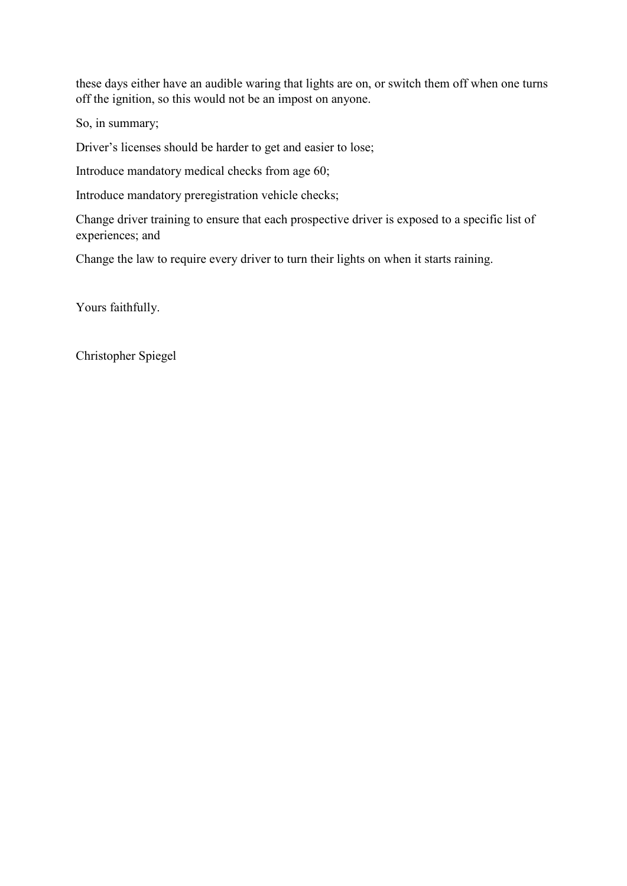these days either have an audible waring that lights are on, or switch them off when one turns off the ignition, so this would not be an impost on anyone.

So, in summary;

Driver's licenses should be harder to get and easier to lose;

Introduce mandatory medical checks from age 60;

Introduce mandatory preregistration vehicle checks;

Change driver training to ensure that each prospective driver is exposed to a specific list of experiences; and

Change the law to require every driver to turn their lights on when it starts raining.

Yours faithfully.

Christopher Spiegel